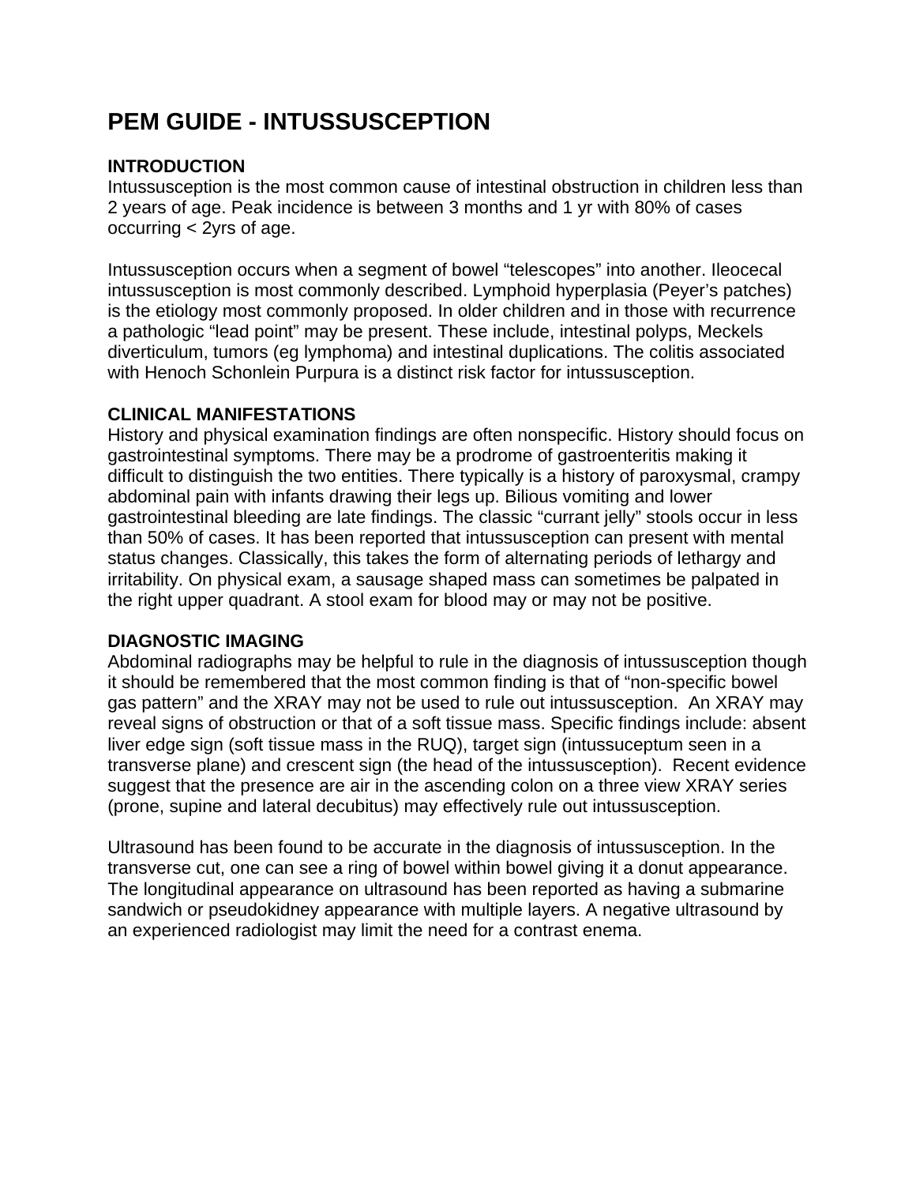# PEM GUIDE - INTUSSUSCEPTION

## INTRODUCTION

Intussusception is the most common cause of intestinal obstruction in children less than 2 years of age. Peak incidence is between 3 months and 1 yr with 80% of cases occurring < 2yrs of age.

Intussusception occurs when a segment of bowel "telescopes" into another. Ileocecal intussusception is most commonly described. Lymphoid hyperplasia (Peyer's patches) is the etiology most commonly proposed. In older children and in those with recurrence a pathologic "lead point" may be present. These include, intestinal polyps, Meckels diverticulum, tumors (eg lymphoma) and intestinal duplications. The colitis associated with Henoch Schonlein Purpura is a distinct risk factor for intussusception.

## CLINICAL MANIFESTATIONS

History and physical examination findings are often nonspecific. History should focus on gastrointestinal symptoms. There may be a prodrome of gastroenteritis making it difficult to distinguish the two entities. There typically is a history of paroxysmal, crampy abdominal pain with infants drawing their legs up. Bilious vomiting and lower gastrointestinal bleeding are late findings. The classic "currant jelly" stools occur in less than 50% of cases. It has been reported that intussusception can present with mental status changes. Classically, this takes the form of alternating periods of lethargy and irritability. On physical exam, a sausage shaped mass can sometimes be palpated in the right upper quadrant. A stool exam for blood may or may not be positive.

## DIAGNOSTIC IMAGING

Abdominal radiographs may be helpful to rule in the diagnosis of intussusception though it should be remembered that the most common finding is that of "non-specific bowel gas pattern" and the XRAY may not be used to rule out intussusception. An XRAY may reveal signs of obstruction or that of a soft tissue mass. Specific findings include: absent liver edge sign (soft tissue mass in the RUQ), target sign (intussuceptum seen in a transverse plane) and crescent sign (the head of the intussusception). Recent evidence suggest that the presence are air in the ascending colon on a three view XRAY series (prone, supine and lateral decubitus) may effectively rule out intussusception.

Ultrasound has been found to be accurate in the diagnosis of intussusception. In the transverse cut, one can see a ring of bowel within bowel giving it a donut appearance. The longitudinal appearance on ultrasound has been reported as having a submarine sandwich or pseudokidney appearance with multiple layers. A negative ultrasound by an experienced radiologist may limit the need for a contrast enema.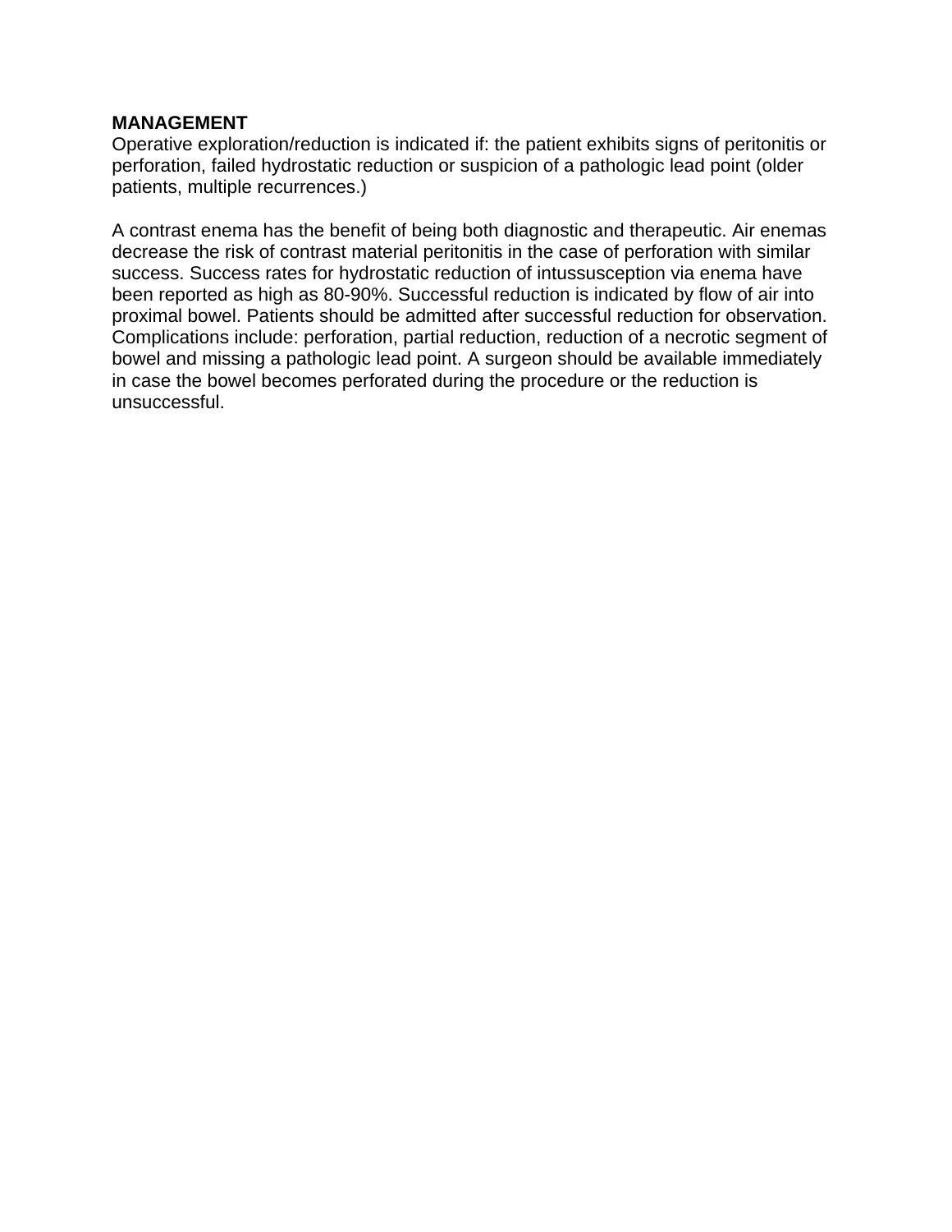**MANAGEMENT**

Operative exploration/reduction is indicated if: the patient exhibits signs of peritonitis or perforation, failed hydrostatic reduction or suspicion of a pathologic lead point (older patients, multiple recurrences.)

A contrast enema has the benefit of being both diagnostic and therapeutic. Air enemas decrease the risk of contrast material peritonitis in the case of perforation with similar success. Success rates for hydrostatic reduction of intussusception via enema have been reported as high as 80-90%. Successful reduction is indicated by flow of air into proximal bowel. Patients should be admitted after successful reduction for observation. Complications include: perforation, partial reduction, reduction of a necrotic segment of bowel and missing a pathologic lead point. A surgeon should be available immediately in case the bowel becomes perforated during the procedure or the reduction is unsuccessful.